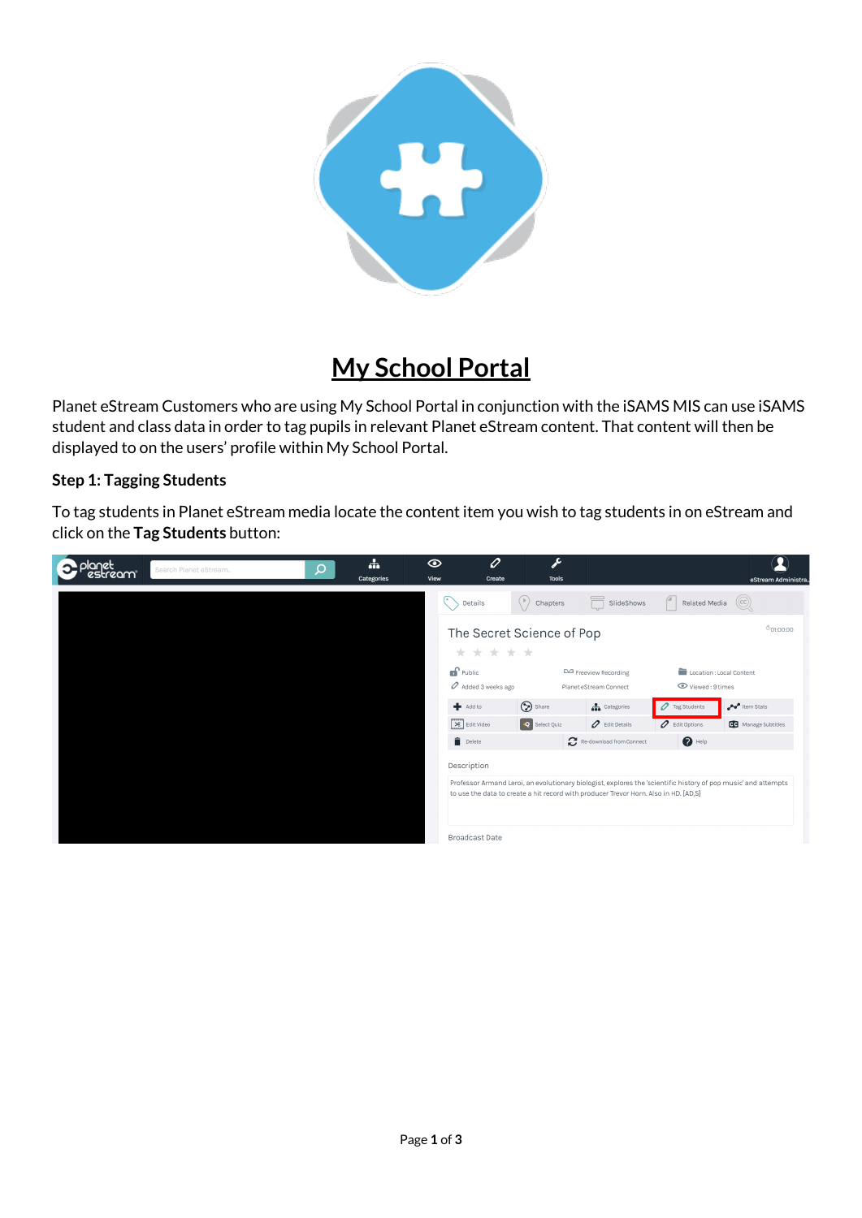# My School Portal

Planet eStream Customers who are using My School Portal in conjunction with the iSAMS MIS can use iSAMS student and class data in order to tag pupils in relevant Planet eStream content. That content will then be displayed to on the users' profile within My School Portal.

**Step 1: Tagging Students**

To tag students in Planet eStream media locate the content item you wish to tag students in on eStream and click on the **Tag Students** button: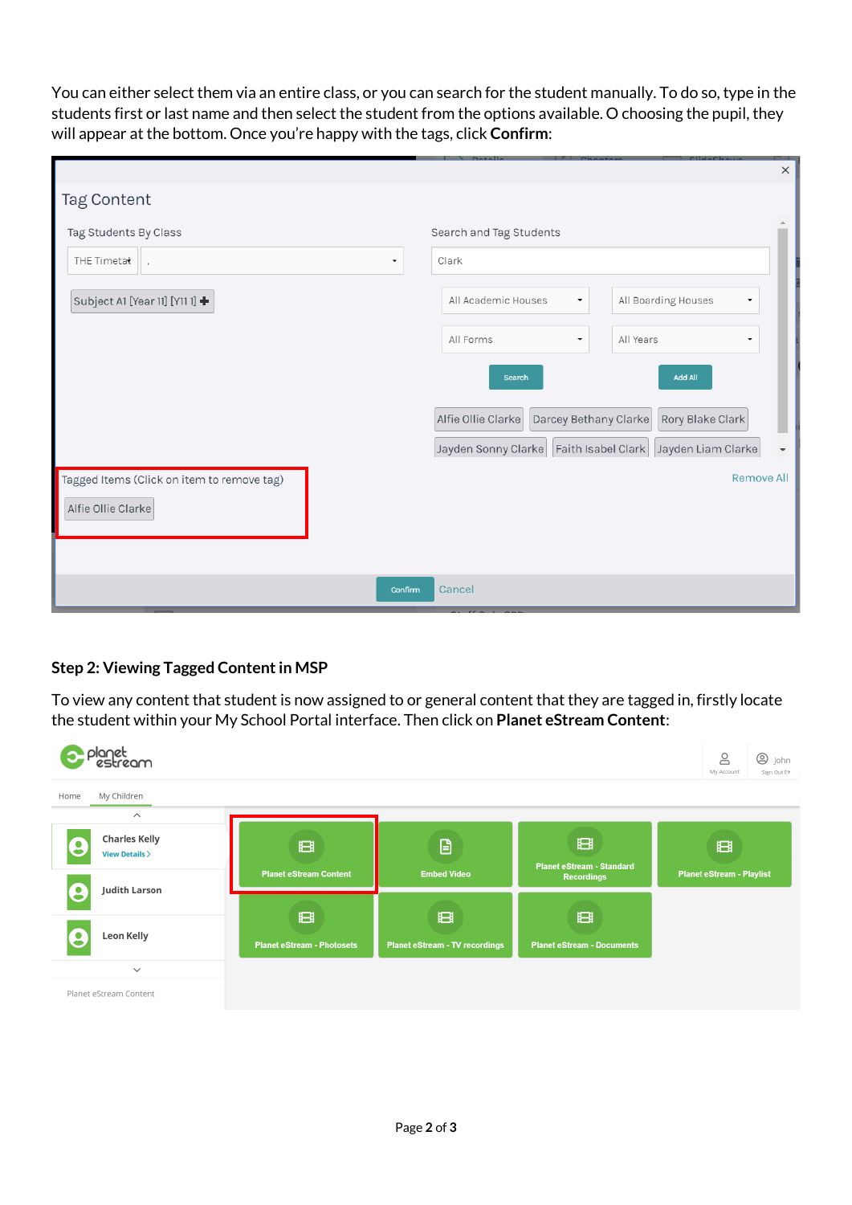You can either select them via an entire class, or you can search for the student manually. To do so, type in the students first or last name and then select the student from the options available. O choosing the pupil, they will appear at the bottom. Once you're happy with the tags, click **Confirm**:

### Step 2: Viewing Tagged Content in MSP

To view any content that student is now assigned to or general content that they are tagged in, firstly locate the student within your My School Portal interface. Then click on **Planet eStream Content**: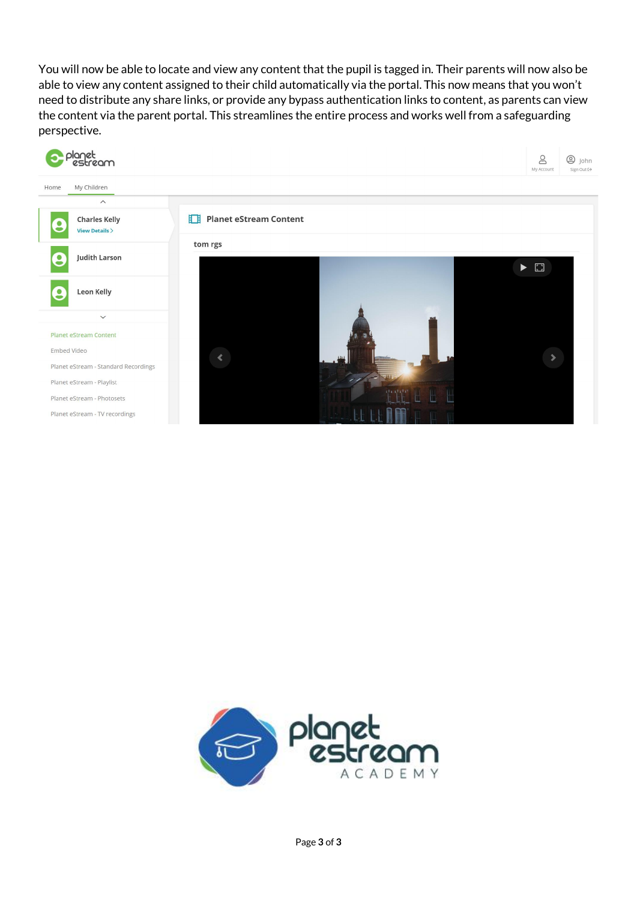You will now be able to locate and view any content that the pupil is tagged in. Their parents will now also be able to view any content assigned to their child automatically via the portal. This now means that you won't need to distribute any share links, or provide any bypass authentication links to content, as parents can view the content via the parent portal. This streamlines the entire process and works well from a safeguarding perspective.